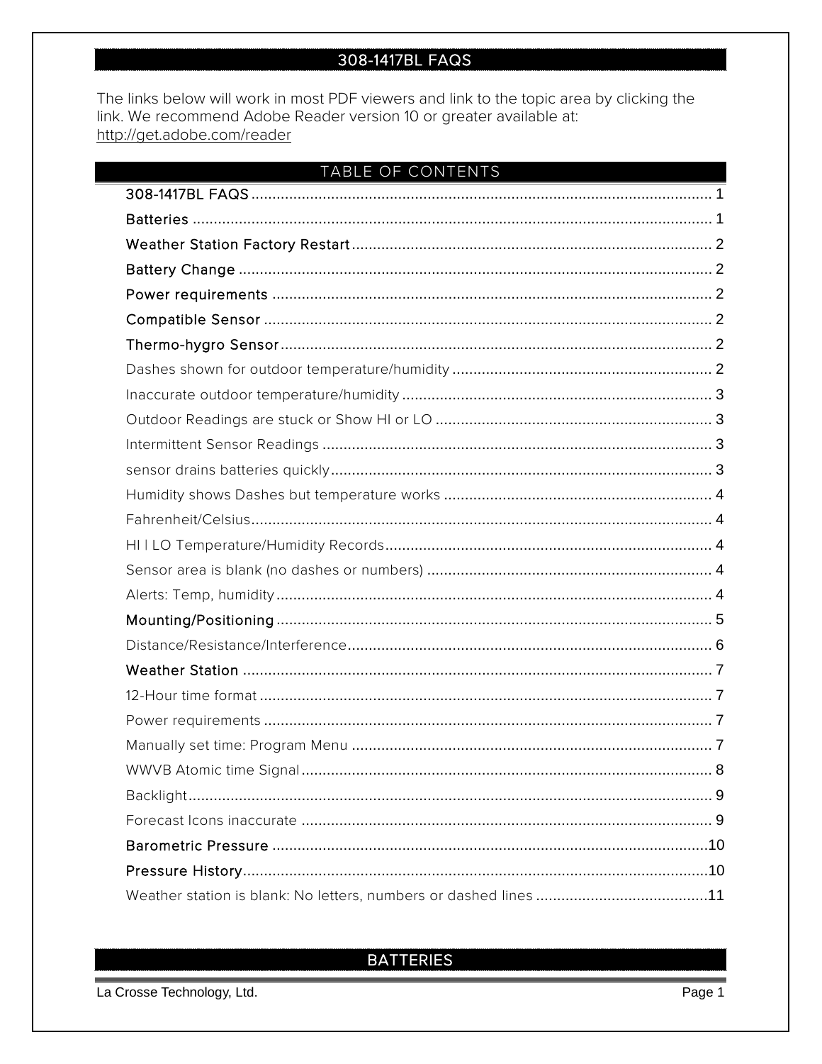# 308-1417BL FAQS

The links below will work in most PDF viewers and link to the topic area by clicking the link. We recommend Adobe Reader version 10 or greater available at: http://get.adobe.com/reader

## TABLE OF CONTENTS

- 308-1417BL FAQS ..... 1
- Batteries ..... 1
- Weather Station Factory Restart ..... 2
- Battery Change ..... 2
- Power requirements ..... 2
- Compatible Sensor ..... 2
- Thermo-hygro Sensor ..... 2
  - Dashes shown for outdoor temperature/humidity ..... 2
  - Inaccurate outdoor temperature/humidity ..... 3
  - Outdoor Readings are stuck or Show HI or LO ..... 3
  - Intermittent Sensor Readings ..... 3
  - sensor drains batteries quickly ..... 3
  - Humidity shows Dashes but temperature works ..... 4
  - Fahrenheit/Celsius ..... 4
  - HI | LO Temperature/Humidity Records ..... 4
  - Sensor area is blank (no dashes or numbers) ..... 4
  - Alerts: Temp, humidity ..... 4
- Mounting/Positioning ..... 5
  - Distance/Resistance/Interference ..... 6
- Weather Station ..... 7
  - 12-Hour time format ..... 7
  - Power requirements ..... 7
  - Manually set time: Program Menu ..... 7
  - WWVB Atomic time Signal ..... 8
  - Backlight ..... 9
  - Forecast Icons inaccurate ..... 9
- Barometric Pressure ..... 10
- Pressure History ..... 10
  - Weather station is blank: No letters, numbers or dashed lines ..... 11

## BATTERIES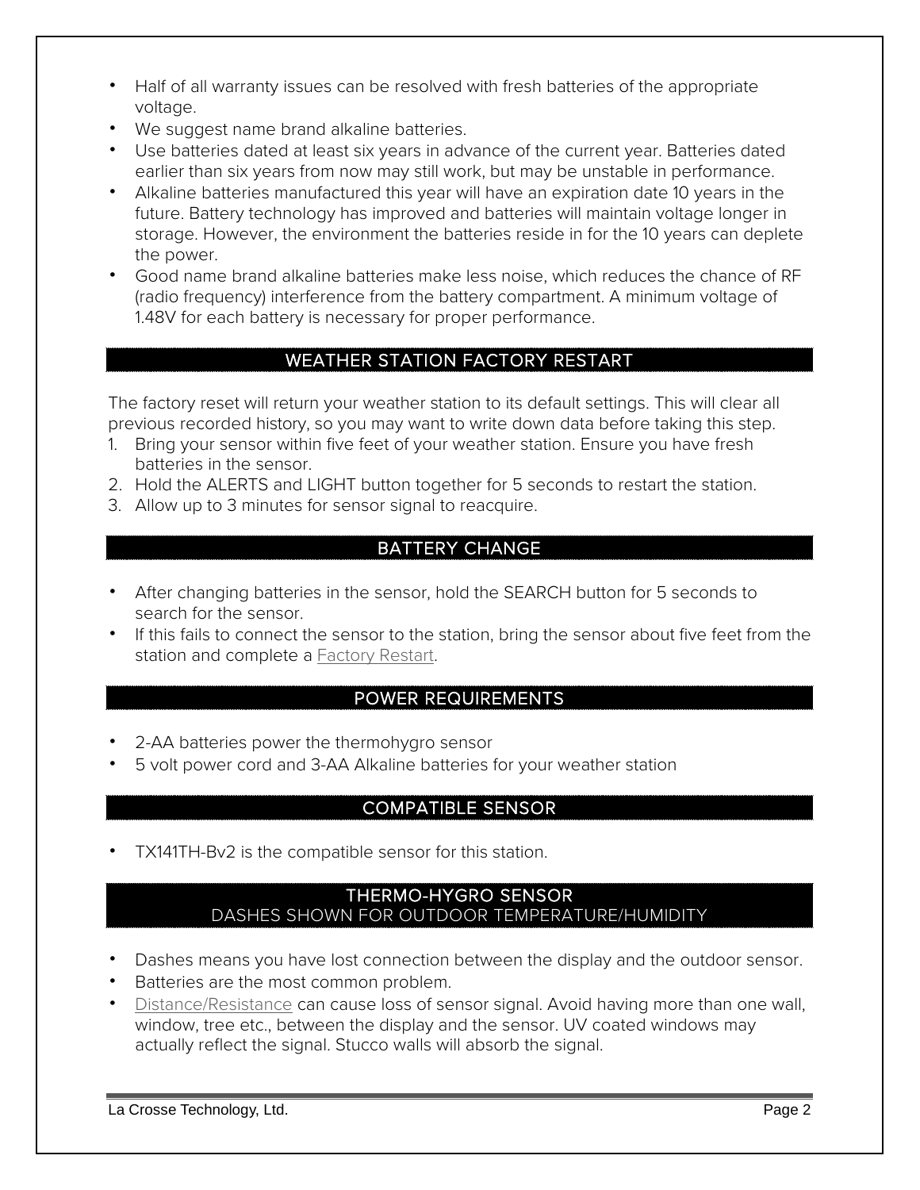- Half of all warranty issues can be resolved with fresh batteries of the appropriate voltage.
- We suggest name brand alkaline batteries.
- Use batteries dated at least six years in advance of the current year. Batteries dated earlier than six years from now may still work, but may be unstable in performance.
- Alkaline batteries manufactured this year will have an expiration date 10 years in the future. Battery technology has improved and batteries will maintain voltage longer in storage. However, the environment the batteries reside in for the 10 years can deplete the power.
- Good name brand alkaline batteries make less noise, which reduces the chance of RF (radio frequency) interference from the battery compartment. A minimum voltage of 1.48V for each battery is necessary for proper performance.

## WEATHER STATION FACTORY RESTART

The factory reset will return your weather station to its default settings. This will clear all previous recorded history, so you may want to write down data before taking this step.

1. Bring your sensor within five feet of your weather station. Ensure you have fresh batteries in the sensor.
2. Hold the ALERTS and LIGHT button together for 5 seconds to restart the station.
3. Allow up to 3 minutes for sensor signal to reacquire.

## BATTERY CHANGE

- After changing batteries in the sensor, hold the SEARCH button for 5 seconds to search for the sensor.
- If this fails to connect the sensor to the station, bring the sensor about five feet from the station and complete a Factory Restart.

## POWER REQUIREMENTS

- 2-AA batteries power the thermohygro sensor
- 5 volt power cord and 3-AA Alkaline batteries for your weather station

## COMPATIBLE SENSOR

- TX141TH-Bv2 is the compatible sensor for this station.

## THERMO-HYGRO SENSOR
### DASHES SHOWN FOR OUTDOOR TEMPERATURE/HUMIDITY

- Dashes means you have lost connection between the display and the outdoor sensor.
- Batteries are the most common problem.
- Distance/Resistance can cause loss of sensor signal. Avoid having more than one wall, window, tree etc., between the display and the sensor. UV coated windows may actually reflect the signal. Stucco walls will absorb the signal.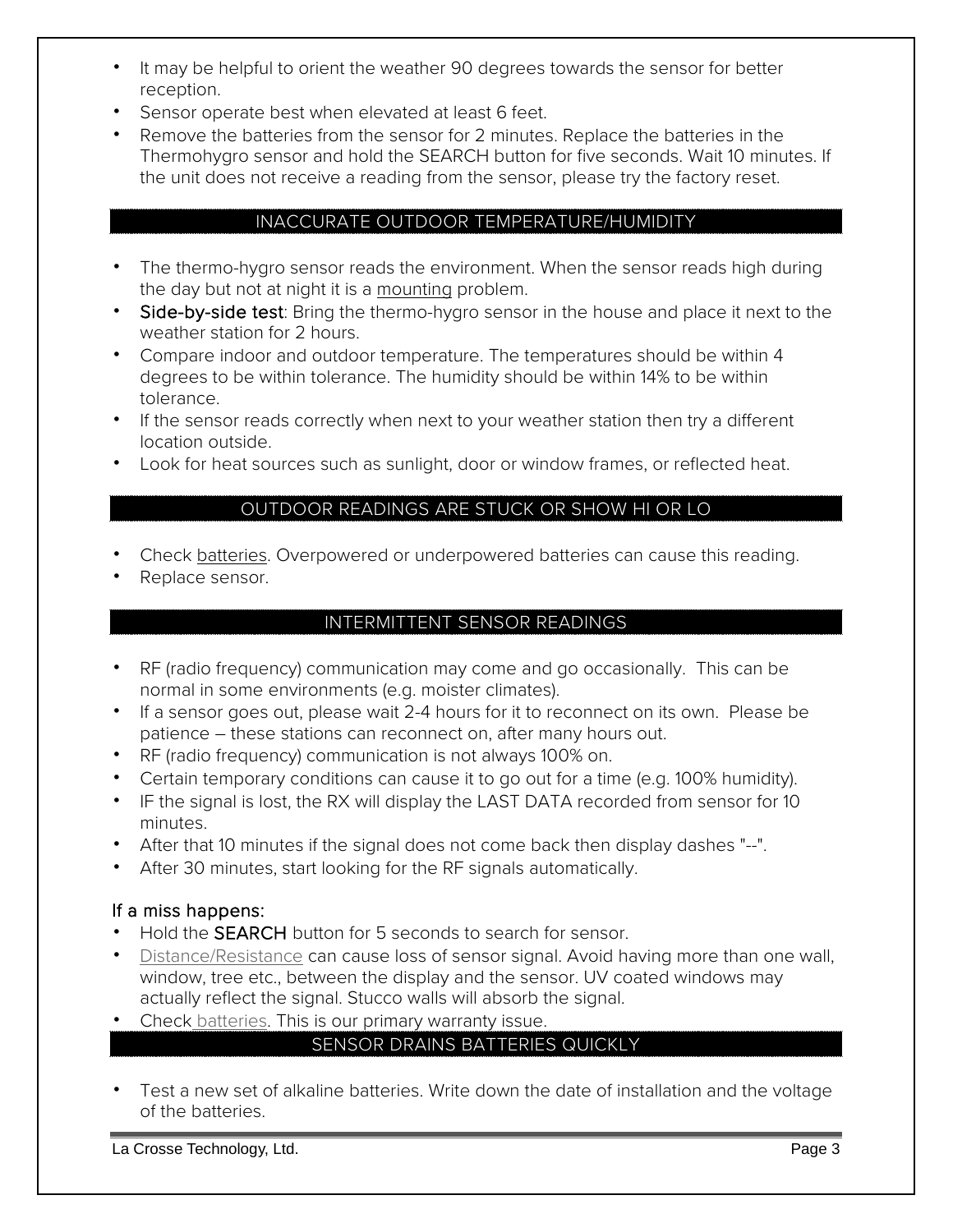- It may be helpful to orient the weather 90 degrees towards the sensor for better reception.
- Sensor operate best when elevated at least 6 feet.
- Remove the batteries from the sensor for 2 minutes. Replace the batteries in the Thermohygro sensor and hold the SEARCH button for five seconds. Wait 10 minutes. If the unit does not receive a reading from the sensor, please try the factory reset.

## INACCURATE OUTDOOR TEMPERATURE/HUMIDITY

- The thermo-hygro sensor reads the environment. When the sensor reads high during the day but not at night it is a mounting problem.
- Side-by-side test: Bring the thermo-hygro sensor in the house and place it next to the weather station for 2 hours.
- Compare indoor and outdoor temperature. The temperatures should be within 4 degrees to be within tolerance. The humidity should be within 14% to be within tolerance.
- If the sensor reads correctly when next to your weather station then try a different location outside.
- Look for heat sources such as sunlight, door or window frames, or reflected heat.

## OUTDOOR READINGS ARE STUCK OR SHOW HI OR LO

- Check batteries. Overpowered or underpowered batteries can cause this reading.
- Replace sensor.

## INTERMITTENT SENSOR READINGS

- RF (radio frequency) communication may come and go occasionally.  This can be normal in some environments (e.g. moister climates).
- If a sensor goes out, please wait 2-4 hours for it to reconnect on its own.  Please be patience – these stations can reconnect on, after many hours out.
- RF (radio frequency) communication is not always 100% on.
- Certain temporary conditions can cause it to go out for a time (e.g. 100% humidity).
- IF the signal is lost, the RX will display the LAST DATA recorded from sensor for 10 minutes.
- After that 10 minutes if the signal does not come back then display dashes "--".
- After 30 minutes, start looking for the RF signals automatically.

If a miss happens:

- Hold the SEARCH button for 5 seconds to search for sensor.
- Distance/Resistance can cause loss of sensor signal. Avoid having more than one wall, window, tree etc., between the display and the sensor. UV coated windows may actually reflect the signal. Stucco walls will absorb the signal.
- Check batteries. This is our primary warranty issue.

## SENSOR DRAINS BATTERIES QUICKLY

- Test a new set of alkaline batteries. Write down the date of installation and the voltage of the batteries.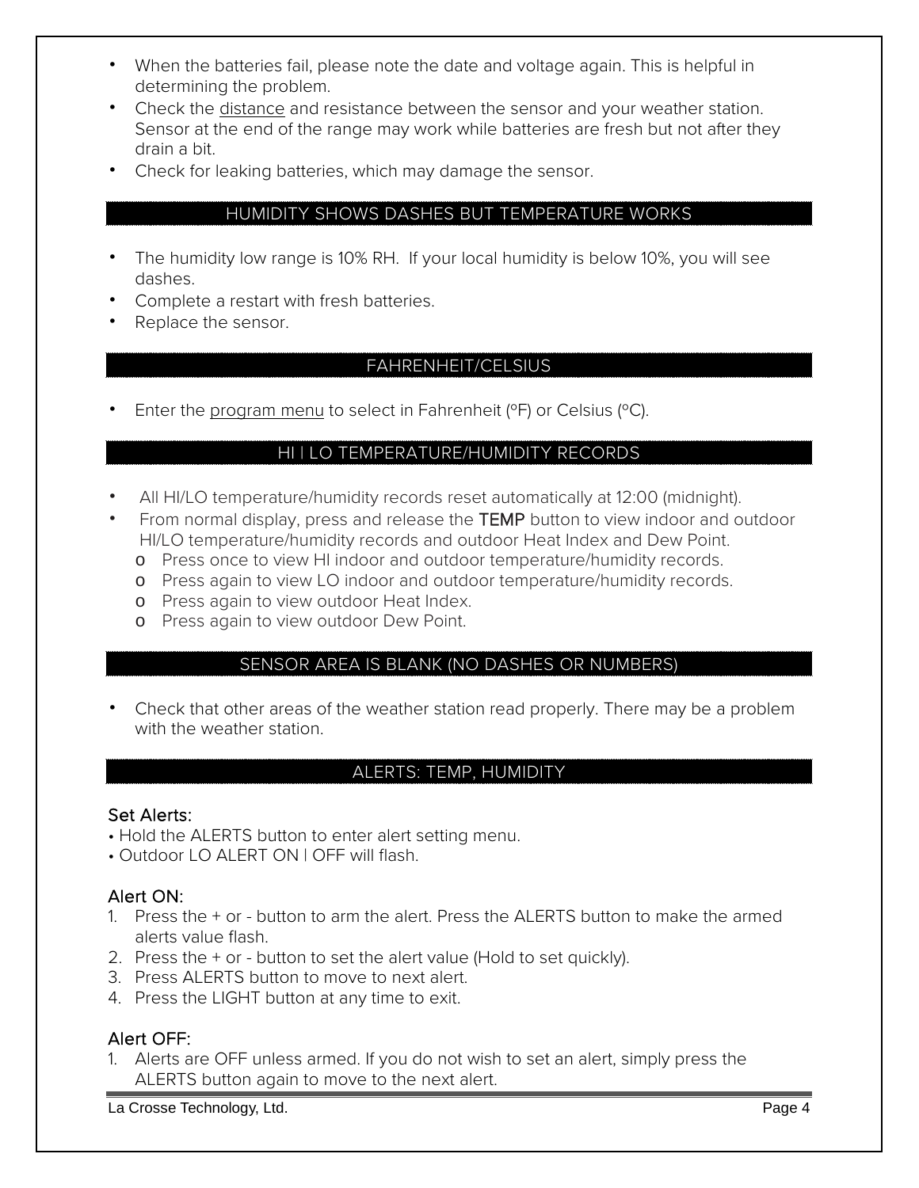- When the batteries fail, please note the date and voltage again. This is helpful in determining the problem.
- Check the distance and resistance between the sensor and your weather station. Sensor at the end of the range may work while batteries are fresh but not after they drain a bit.
- Check for leaking batteries, which may damage the sensor.

## HUMIDITY SHOWS DASHES BUT TEMPERATURE WORKS

- The humidity low range is 10% RH. If your local humidity is below 10%, you will see dashes.
- Complete a restart with fresh batteries.
- Replace the sensor.

## FAHRENHEIT/CELSIUS

- Enter the program menu to select in Fahrenheit (ºF) or Celsius (ºC).

## HI | LO TEMPERATURE/HUMIDITY RECORDS

- All HI/LO temperature/humidity records reset automatically at 12:00 (midnight).
- From normal display, press and release the TEMP button to view indoor and outdoor HI/LO temperature/humidity records and outdoor Heat Index and Dew Point.
  - Press once to view HI indoor and outdoor temperature/humidity records.
  - Press again to view LO indoor and outdoor temperature/humidity records.
  - Press again to view outdoor Heat Index.
  - Press again to view outdoor Dew Point.

## SENSOR AREA IS BLANK (NO DASHES OR NUMBERS)

- Check that other areas of the weather station read properly. There may be a problem with the weather station.

## ALERTS: TEMP, HUMIDITY

### Set Alerts:

- Hold the ALERTS button to enter alert setting menu.
- Outdoor LO ALERT ON | OFF will flash.

### Alert ON:

1. Press the + or - button to arm the alert. Press the ALERTS button to make the armed alerts value flash.
2. Press the + or - button to set the alert value (Hold to set quickly).
3. Press ALERTS button to move to next alert.
4. Press the LIGHT button at any time to exit.

### Alert OFF:

1. Alerts are OFF unless armed. If you do not wish to set an alert, simply press the ALERTS button again to move to the next alert.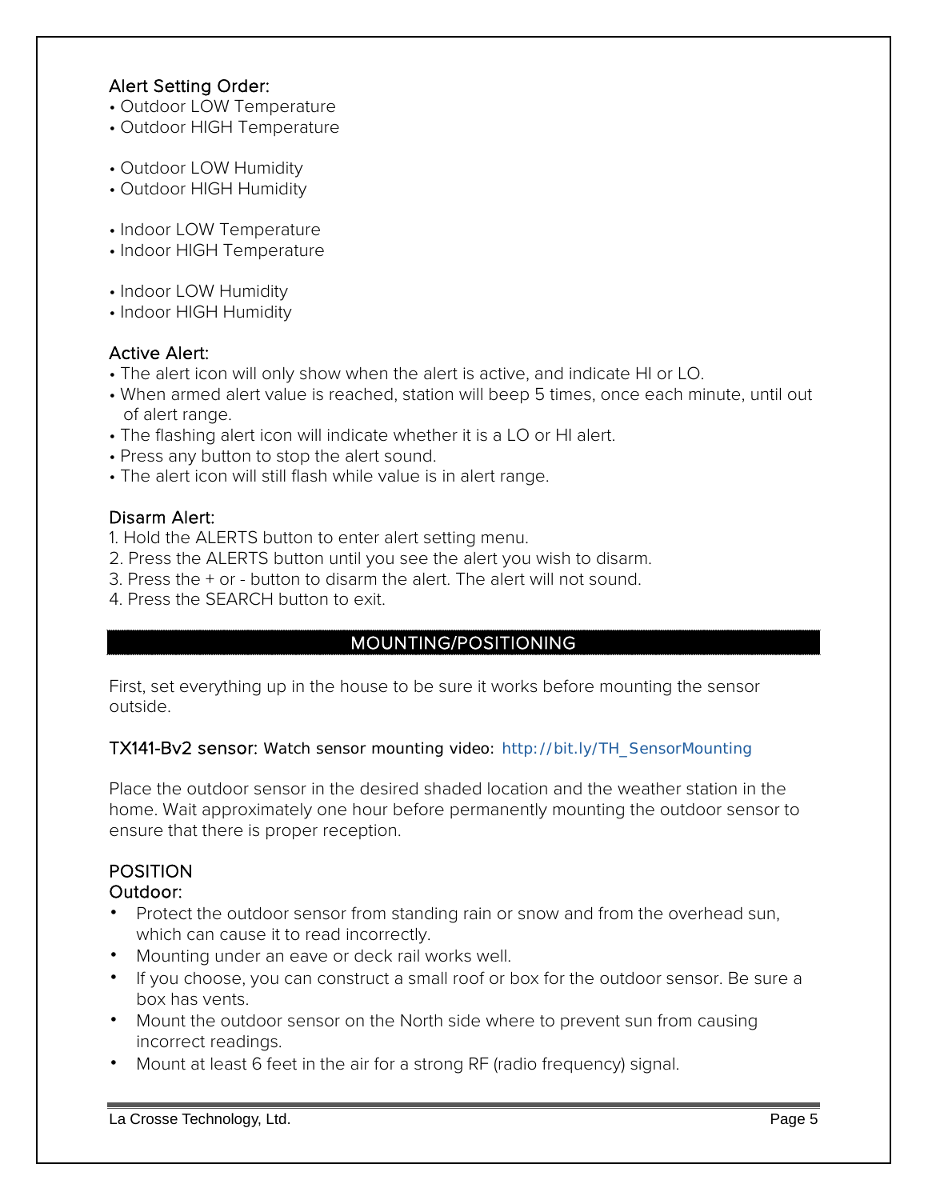### Alert Setting Order:

- Outdoor LOW Temperature
- Outdoor HIGH Temperature

- Outdoor LOW Humidity
- Outdoor HIGH Humidity

- Indoor LOW Temperature
- Indoor HIGH Temperature

- Indoor LOW Humidity
- Indoor HIGH Humidity

### Active Alert:

- The alert icon will only show when the alert is active, and indicate HI or LO.
- When armed alert value is reached, station will beep 5 times, once each minute, until out of alert range.
- The flashing alert icon will indicate whether it is a LO or HI alert.
- Press any button to stop the alert sound.
- The alert icon will still flash while value is in alert range.

### Disarm Alert:

1. Hold the ALERTS button to enter alert setting menu.
2. Press the ALERTS button until you see the alert you wish to disarm.
3. Press the + or - button to disarm the alert. The alert will not sound.
4. Press the SEARCH button to exit.

## MOUNTING/POSITIONING

First, set everything up in the house to be sure it works before mounting the sensor outside.

**TX141-Bv2 sensor:** Watch sensor mounting video: http://bit.ly/TH_SensorMounting

Place the outdoor sensor in the desired shaded location and the weather station in the home. Wait approximately one hour before permanently mounting the outdoor sensor to ensure that there is proper reception.

### POSITION

### Outdoor:

- Protect the outdoor sensor from standing rain or snow and from the overhead sun, which can cause it to read incorrectly.
- Mounting under an eave or deck rail works well.
- If you choose, you can construct a small roof or box for the outdoor sensor. Be sure a box has vents.
- Mount the outdoor sensor on the North side where to prevent sun from causing incorrect readings.
- Mount at least 6 feet in the air for a strong RF (radio frequency) signal.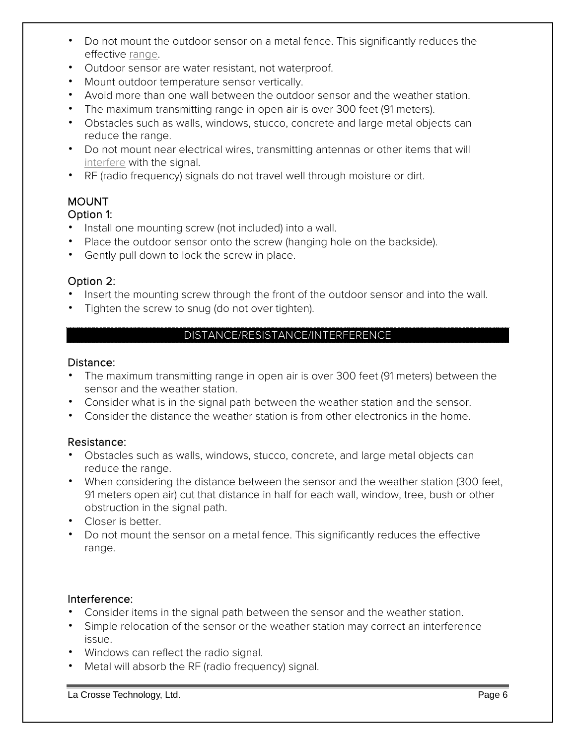- Do not mount the outdoor sensor on a metal fence. This significantly reduces the effective range.
- Outdoor sensor are water resistant, not waterproof.
- Mount outdoor temperature sensor vertically.
- Avoid more than one wall between the outdoor sensor and the weather station.
- The maximum transmitting range in open air is over 300 feet (91 meters).
- Obstacles such as walls, windows, stucco, concrete and large metal objects can reduce the range.
- Do not mount near electrical wires, transmitting antennas or other items that will interfere with the signal.
- RF (radio frequency) signals do not travel well through moisture or dirt.

### MOUNT

#### Option 1:

- Install one mounting screw (not included) into a wall.
- Place the outdoor sensor onto the screw (hanging hole on the backside).
- Gently pull down to lock the screw in place.

#### Option 2:

- Insert the mounting screw through the front of the outdoor sensor and into the wall.
- Tighten the screw to snug (do not over tighten).

## DISTANCE/RESISTANCE/INTERFERENCE

#### Distance:

- The maximum transmitting range in open air is over 300 feet (91 meters) between the sensor and the weather station.
- Consider what is in the signal path between the weather station and the sensor.
- Consider the distance the weather station is from other electronics in the home.

#### Resistance:

- Obstacles such as walls, windows, stucco, concrete, and large metal objects can reduce the range.
- When considering the distance between the sensor and the weather station (300 feet, 91 meters open air) cut that distance in half for each wall, window, tree, bush or other obstruction in the signal path.
- Closer is better.
- Do not mount the sensor on a metal fence. This significantly reduces the effective range.

#### Interference:

- Consider items in the signal path between the sensor and the weather station.
- Simple relocation of the sensor or the weather station may correct an interference issue.
- Windows can reflect the radio signal.
- Metal will absorb the RF (radio frequency) signal.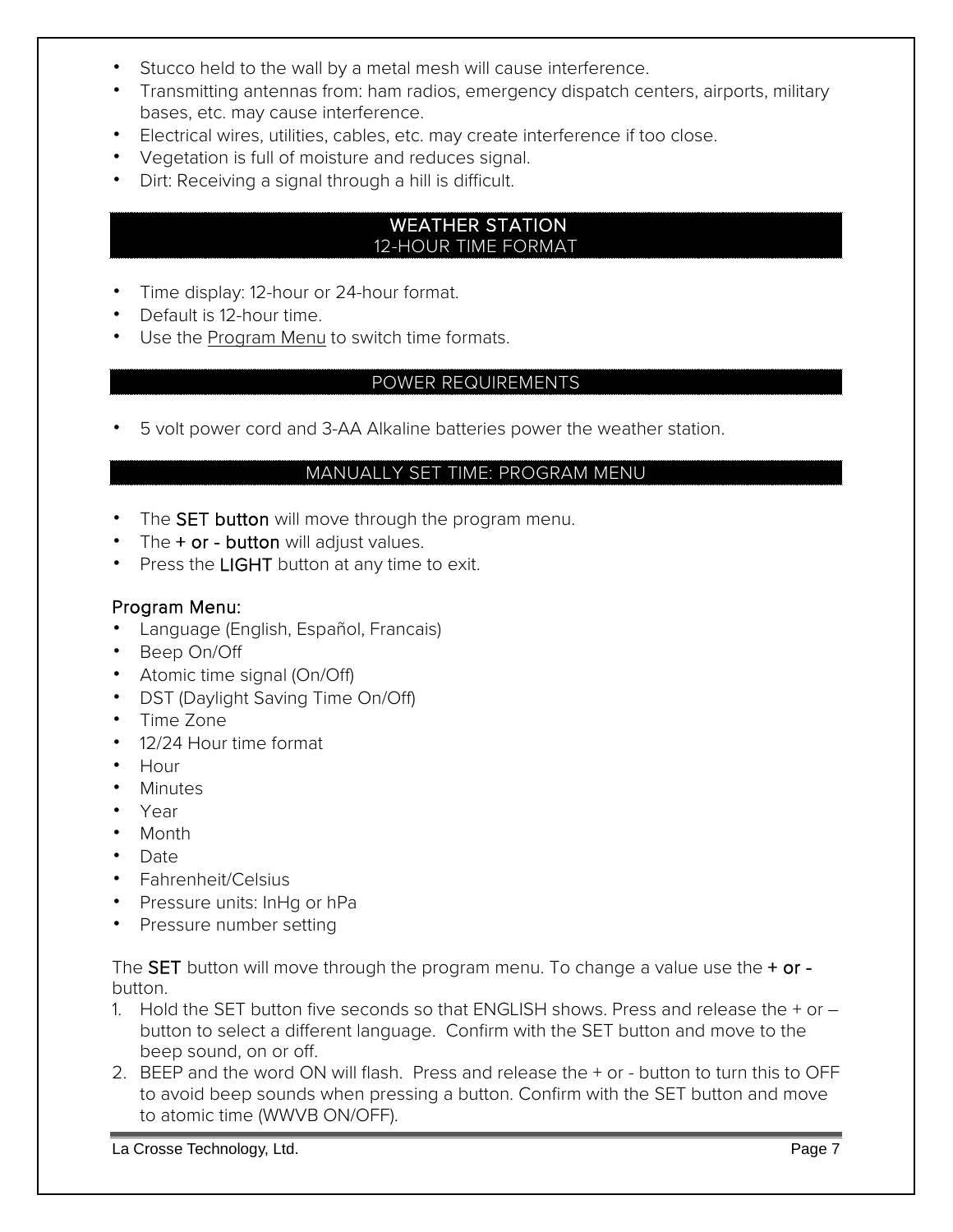- Stucco held to the wall by a metal mesh will cause interference.
- Transmitting antennas from: ham radios, emergency dispatch centers, airports, military bases, etc. may cause interference.
- Electrical wires, utilities, cables, etc. may create interference if too close.
- Vegetation is full of moisture and reduces signal.
- Dirt: Receiving a signal through a hill is difficult.

## WEATHER STATION

### 12-HOUR TIME FORMAT

- Time display: 12-hour or 24-hour format.
- Default is 12-hour time.
- Use the Program Menu to switch time formats.

### POWER REQUIREMENTS

- 5 volt power cord and 3-AA Alkaline batteries power the weather station.

### MANUALLY SET TIME: PROGRAM MENU

- The **SET button** will move through the program menu.
- The **+ or - button** will adjust values.
- Press the **LIGHT** button at any time to exit.

**Program Menu:**

- Language (English, Español, Francais)
- Beep On/Off
- Atomic time signal (On/Off)
- DST (Daylight Saving Time On/Off)
- Time Zone
- 12/24 Hour time format
- Hour
- Minutes
- Year
- Month
- Date
- Fahrenheit/Celsius
- Pressure units: InHg or hPa
- Pressure number setting

The **SET** button will move through the program menu. To change a value use the **+ or -** button.

1. Hold the SET button five seconds so that ENGLISH shows. Press and release the + or – button to select a different language. Confirm with the SET button and move to the beep sound, on or off.
2. BEEP and the word ON will flash. Press and release the + or - button to turn this to OFF to avoid beep sounds when pressing a button. Confirm with the SET button and move to atomic time (WWVB ON/OFF).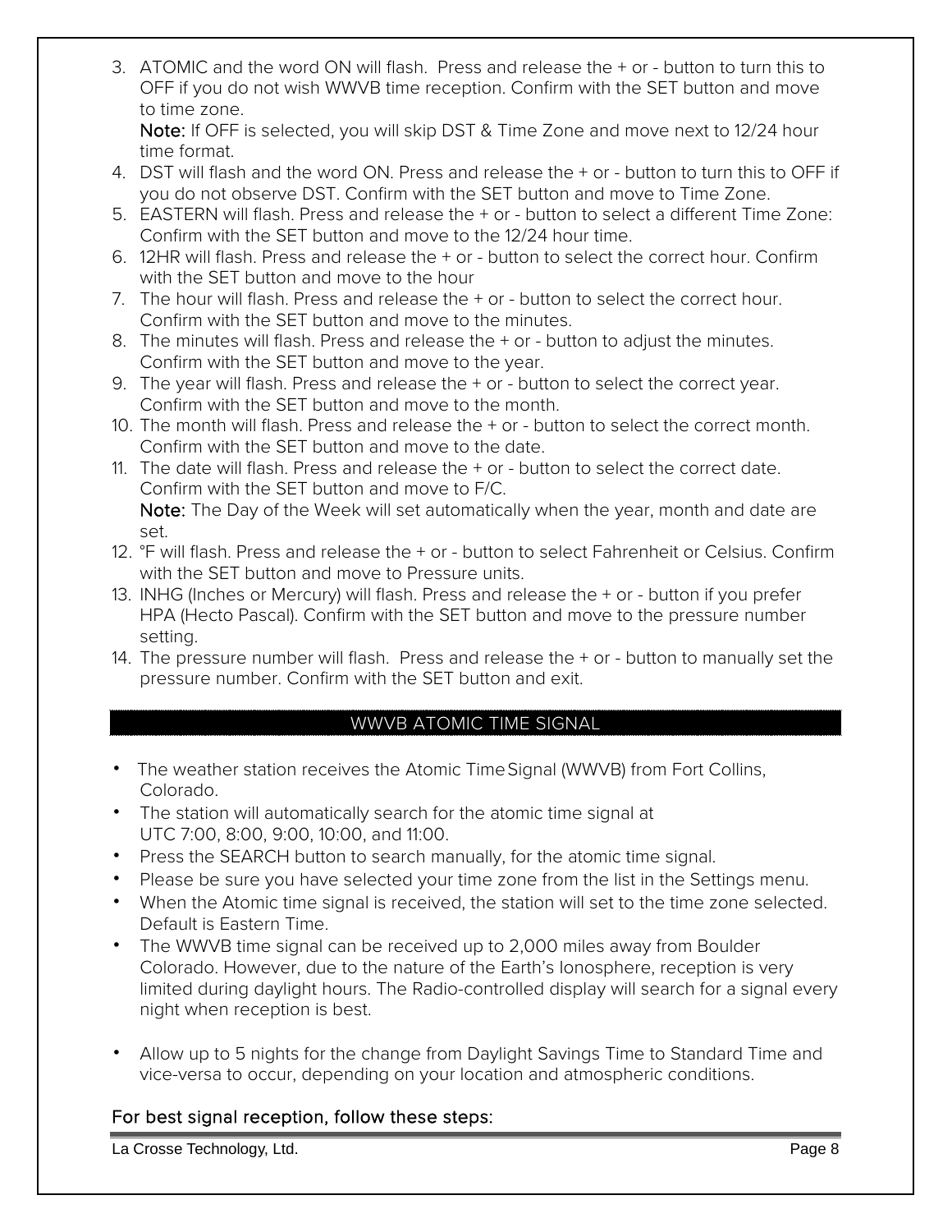3. ATOMIC and the word ON will flash. Press and release the + or - button to turn this to OFF if you do not wish WWVB time reception. Confirm with the SET button and move to time zone.
   **Note:** If OFF is selected, you will skip DST & Time Zone and move next to 12/24 hour time format.
4. DST will flash and the word ON. Press and release the + or - button to turn this to OFF if you do not observe DST. Confirm with the SET button and move to Time Zone.
5. EASTERN will flash. Press and release the + or - button to select a different Time Zone: Confirm with the SET button and move to the 12/24 hour time.
6. 12HR will flash. Press and release the + or - button to select the correct hour. Confirm with the SET button and move to the hour
7. The hour will flash. Press and release the + or - button to select the correct hour. Confirm with the SET button and move to the minutes.
8. The minutes will flash. Press and release the + or - button to adjust the minutes. Confirm with the SET button and move to the year.
9. The year will flash. Press and release the + or - button to select the correct year. Confirm with the SET button and move to the month.
10. The month will flash. Press and release the + or - button to select the correct month. Confirm with the SET button and move to the date.
11. The date will flash. Press and release the + or - button to select the correct date. Confirm with the SET button and move to F/C.
    **Note:** The Day of the Week will set automatically when the year, month and date are set.
12. °F will flash. Press and release the + or - button to select Fahrenheit or Celsius. Confirm with the SET button and move to Pressure units.
13. INHG (Inches or Mercury) will flash. Press and release the + or - button if you prefer HPA (Hecto Pascal). Confirm with the SET button and move to the pressure number setting.
14. The pressure number will flash. Press and release the + or - button to manually set the pressure number. Confirm with the SET button and exit.

## WWVB ATOMIC TIME SIGNAL

- The weather station receives the Atomic Time Signal (WWVB) from Fort Collins, Colorado.
- The station will automatically search for the atomic time signal at UTC 7:00, 8:00, 9:00, 10:00, and 11:00.
- Press the SEARCH button to search manually, for the atomic time signal.
- Please be sure you have selected your time zone from the list in the Settings menu.
- When the Atomic time signal is received, the station will set to the time zone selected. Default is Eastern Time.
- The WWVB time signal can be received up to 2,000 miles away from Boulder Colorado. However, due to the nature of the Earth's Ionosphere, reception is very limited during daylight hours. The Radio-controlled display will search for a signal every night when reception is best.

- Allow up to 5 nights for the change from Daylight Savings Time to Standard Time and vice-versa to occur, depending on your location and atmospheric conditions.

### For best signal reception, follow these steps: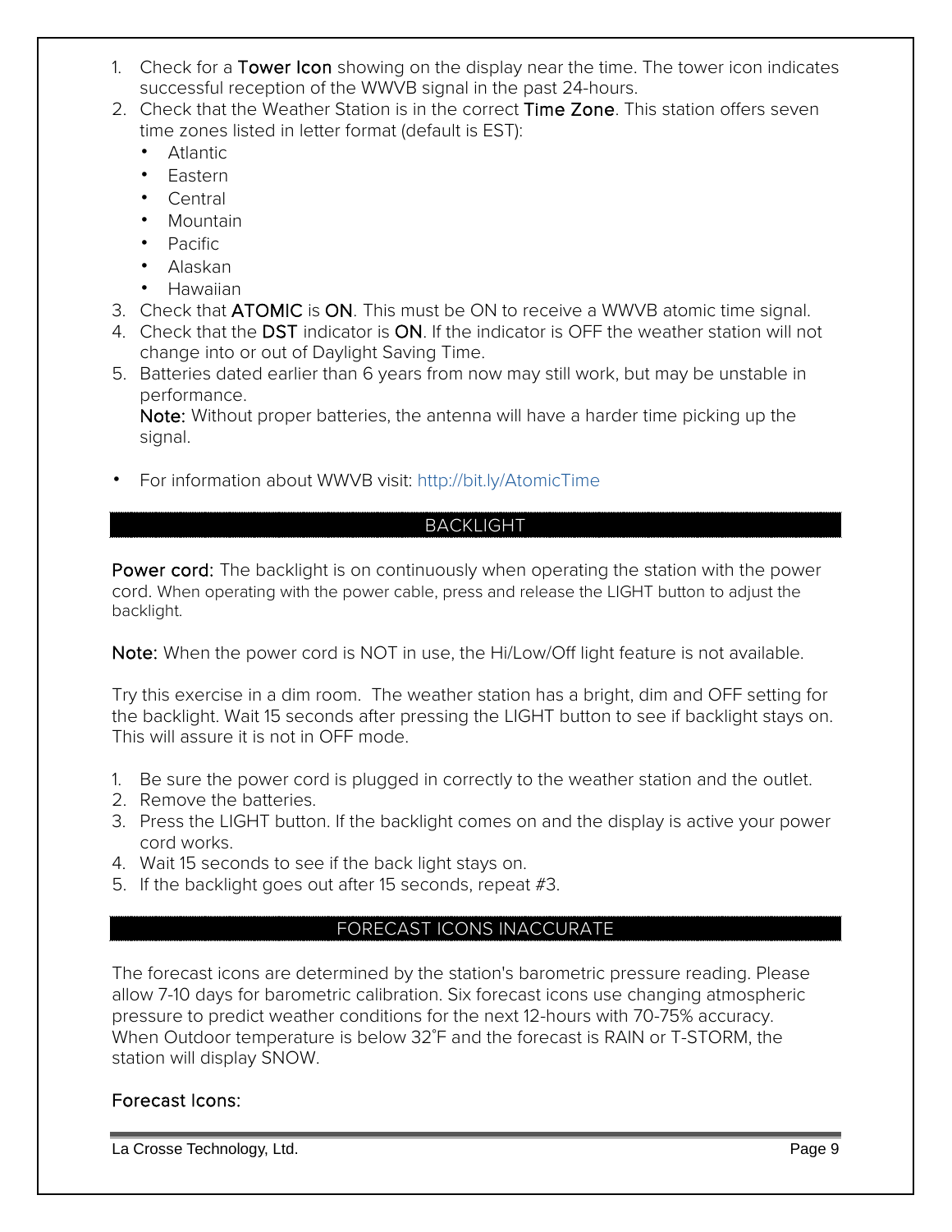1. Check for a **Tower Icon** showing on the display near the time. The tower icon indicates successful reception of the WWVB signal in the past 24-hours.
2. Check that the Weather Station is in the correct **Time Zone**. This station offers seven time zones listed in letter format (default is EST):
   - Atlantic
   - Eastern
   - Central
   - Mountain
   - Pacific
   - Alaskan
   - Hawaiian
3. Check that **ATOMIC** is **ON**. This must be ON to receive a WWVB atomic time signal.
4. Check that the **DST** indicator is **ON**. If the indicator is OFF the weather station will not change into or out of Daylight Saving Time.
5. Batteries dated earlier than 6 years from now may still work, but may be unstable in performance.
   **Note:** Without proper batteries, the antenna will have a harder time picking up the signal.

- For information about WWVB visit: http://bit.ly/AtomicTime

## BACKLIGHT

**Power cord:** The backlight is on continuously when operating the station with the power cord. When operating with the power cable, press and release the LIGHT button to adjust the backlight.

**Note:** When the power cord is NOT in use, the Hi/Low/Off light feature is not available.

Try this exercise in a dim room. The weather station has a bright, dim and OFF setting for the backlight. Wait 15 seconds after pressing the LIGHT button to see if backlight stays on. This will assure it is not in OFF mode.

1. Be sure the power cord is plugged in correctly to the weather station and the outlet.
2. Remove the batteries.
3. Press the LIGHT button. If the backlight comes on and the display is active your power cord works.
4. Wait 15 seconds to see if the back light stays on.
5. If the backlight goes out after 15 seconds, repeat #3.

## FORECAST ICONS INACCURATE

The forecast icons are determined by the station's barometric pressure reading. Please allow 7-10 days for barometric calibration. Six forecast icons use changing atmospheric pressure to predict weather conditions for the next 12-hours with 70-75% accuracy. When Outdoor temperature is below 32°F and the forecast is RAIN or T-STORM, the station will display SNOW.

**Forecast Icons:**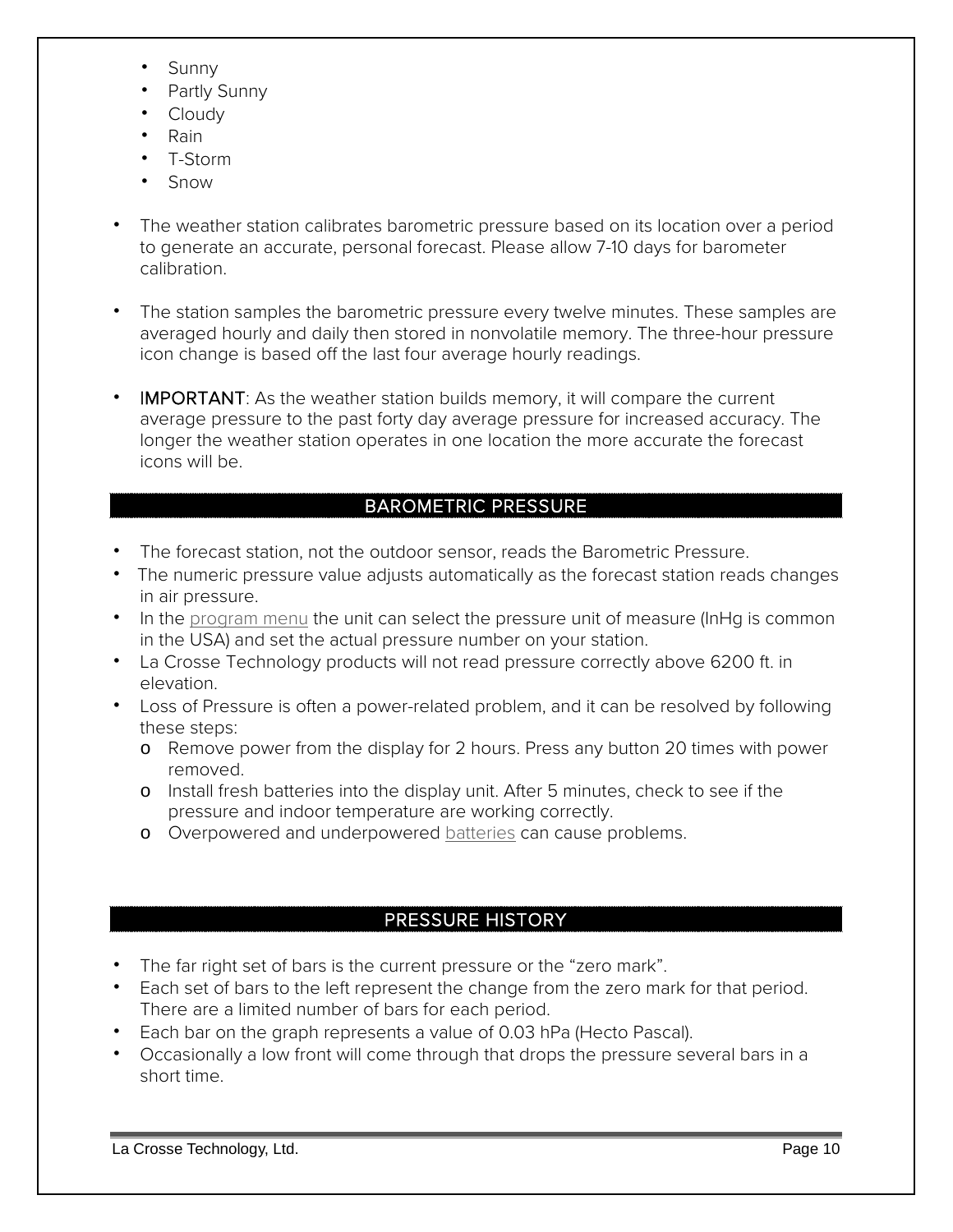- Sunny
- Partly Sunny
- Cloudy
- Rain
- T-Storm
- Snow

- The weather station calibrates barometric pressure based on its location over a period to generate an accurate, personal forecast. Please allow 7-10 days for barometer calibration.

- The station samples the barometric pressure every twelve minutes. These samples are averaged hourly and daily then stored in nonvolatile memory. The three-hour pressure icon change is based off the last four average hourly readings.

- IMPORTANT: As the weather station builds memory, it will compare the current average pressure to the past forty day average pressure for increased accuracy. The longer the weather station operates in one location the more accurate the forecast icons will be.

## BAROMETRIC PRESSURE

- The forecast station, not the outdoor sensor, reads the Barometric Pressure.
- The numeric pressure value adjusts automatically as the forecast station reads changes in air pressure.
- In the program menu the unit can select the pressure unit of measure (InHg is common in the USA) and set the actual pressure number on your station.
- La Crosse Technology products will not read pressure correctly above 6200 ft. in elevation.
- Loss of Pressure is often a power-related problem, and it can be resolved by following these steps:
    - Remove power from the display for 2 hours. Press any button 20 times with power removed.
    - Install fresh batteries into the display unit. After 5 minutes, check to see if the pressure and indoor temperature are working correctly.
    - Overpowered and underpowered batteries can cause problems.

## PRESSURE HISTORY

- The far right set of bars is the current pressure or the “zero mark”.
- Each set of bars to the left represent the change from the zero mark for that period. There are a limited number of bars for each period.
- Each bar on the graph represents a value of 0.03 hPa (Hecto Pascal).
- Occasionally a low front will come through that drops the pressure several bars in a short time.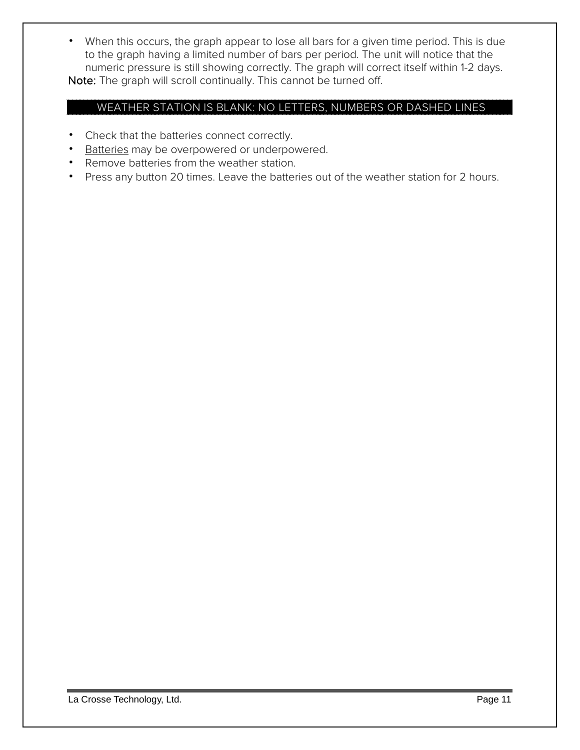- When this occurs, the graph appear to lose all bars for a given time period. This is due to the graph having a limited number of bars per period. The unit will notice that the numeric pressure is still showing correctly. The graph will correct itself within 1-2 days.

**Note:** The graph will scroll continually. This cannot be turned off.

## WEATHER STATION IS BLANK: NO LETTERS, NUMBERS OR DASHED LINES

- Check that the batteries connect correctly.
- Batteries may be overpowered or underpowered.
- Remove batteries from the weather station.
- Press any button 20 times. Leave the batteries out of the weather station for 2 hours.